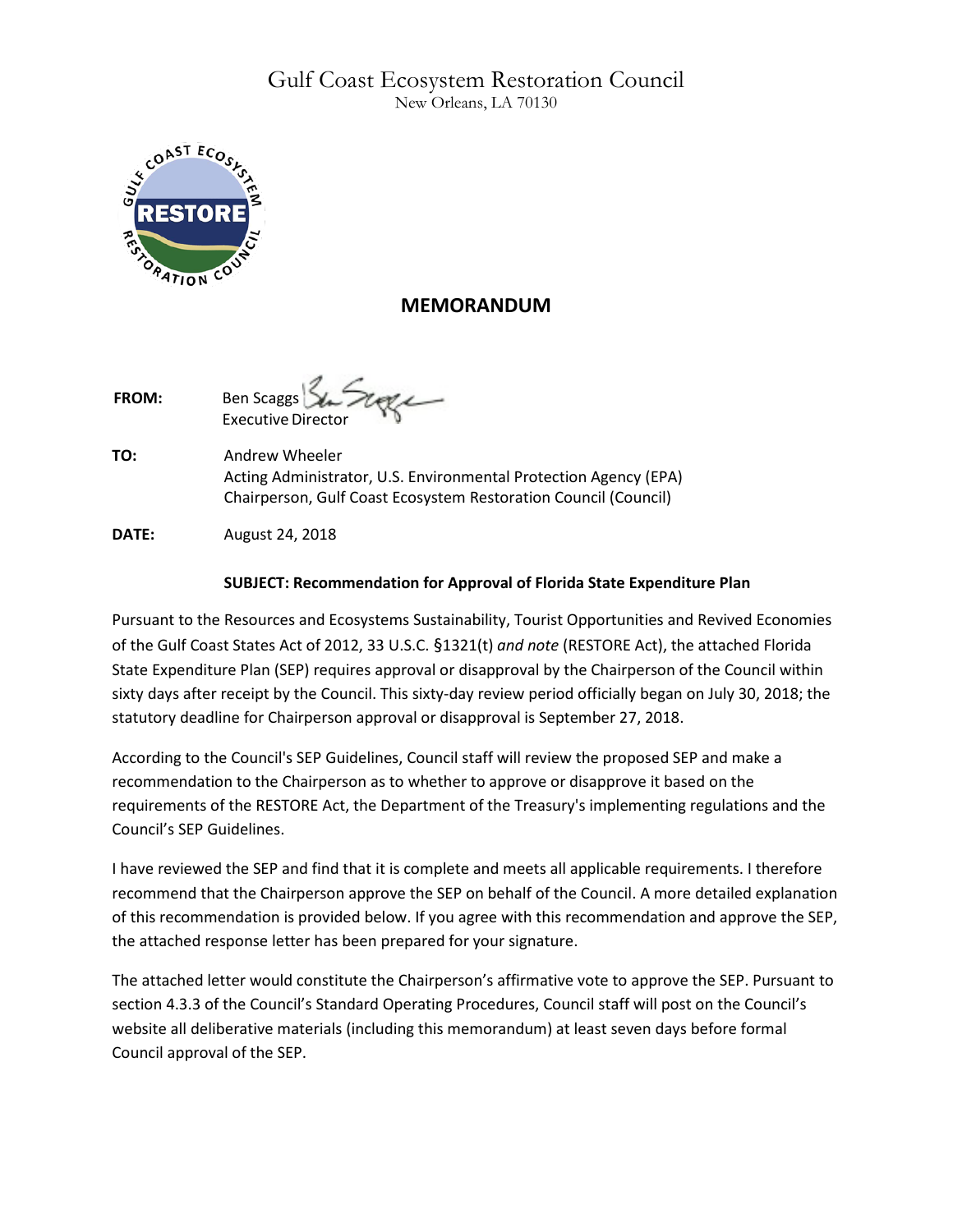# Gulf Coast Ecosystem Restoration Council

New Orleans, LA 70130

## MEMORANDUM

**FROM:** Ben Scaggs
Executive Director

**TO:** Andrew Wheeler
Acting Administrator, U.S. Environmental Protection Agency (EPA)
Chairperson, Gulf Coast Ecosystem Restoration Council (Council)

**DATE:** August 24, 2018

**SUBJECT: Recommendation for Approval of Florida State Expenditure Plan**

Pursuant to the Resources and Ecosystems Sustainability, Tourist Opportunities and Revived Economies of the Gulf Coast States Act of 2012, 33 U.S.C. §1321(t) *and note* (RESTORE Act), the attached Florida State Expenditure Plan (SEP) requires approval or disapproval by the Chairperson of the Council within sixty days after receipt by the Council. This sixty-day review period officially began on July 30, 2018; the statutory deadline for Chairperson approval or disapproval is September 27, 2018.

According to the Council's SEP Guidelines, Council staff will review the proposed SEP and make a recommendation to the Chairperson as to whether to approve or disapprove it based on the requirements of the RESTORE Act, the Department of the Treasury's implementing regulations and the Council's SEP Guidelines.

I have reviewed the SEP and find that it is complete and meets all applicable requirements. I therefore recommend that the Chairperson approve the SEP on behalf of the Council. A more detailed explanation of this recommendation is provided below. If you agree with this recommendation and approve the SEP, the attached response letter has been prepared for your signature.

The attached letter would constitute the Chairperson's affirmative vote to approve the SEP. Pursuant to section 4.3.3 of the Council's Standard Operating Procedures, Council staff will post on the Council's website all deliberative materials (including this memorandum) at least seven days before formal Council approval of the SEP.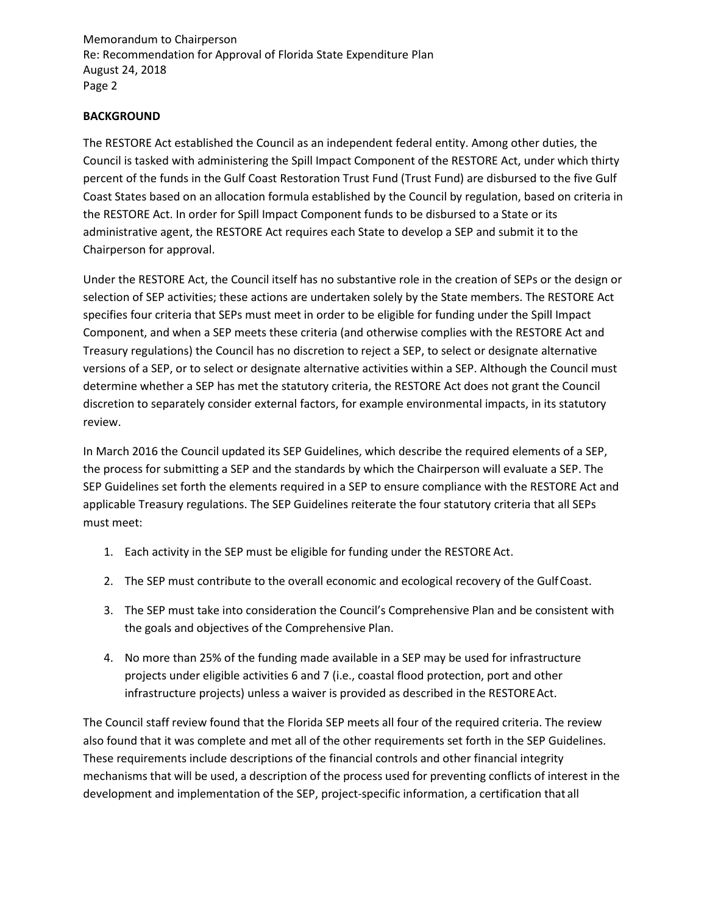## BACKGROUND

The RESTORE Act established the Council as an independent federal entity. Among other duties, the Council is tasked with administering the Spill Impact Component of the RESTORE Act, under which thirty percent of the funds in the Gulf Coast Restoration Trust Fund (Trust Fund) are disbursed to the five Gulf Coast States based on an allocation formula established by the Council by regulation, based on criteria in the RESTORE Act. In order for Spill Impact Component funds to be disbursed to a State or its administrative agent, the RESTORE Act requires each State to develop a SEP and submit it to the Chairperson for approval.

Under the RESTORE Act, the Council itself has no substantive role in the creation of SEPs or the design or selection of SEP activities; these actions are undertaken solely by the State members. The RESTORE Act specifies four criteria that SEPs must meet in order to be eligible for funding under the Spill Impact Component, and when a SEP meets these criteria (and otherwise complies with the RESTORE Act and Treasury regulations) the Council has no discretion to reject a SEP, to select or designate alternative versions of a SEP, or to select or designate alternative activities within a SEP. Although the Council must determine whether a SEP has met the statutory criteria, the RESTORE Act does not grant the Council discretion to separately consider external factors, for example environmental impacts, in its statutory review.

In March 2016 the Council updated its SEP Guidelines, which describe the required elements of a SEP, the process for submitting a SEP and the standards by which the Chairperson will evaluate a SEP. The SEP Guidelines set forth the elements required in a SEP to ensure compliance with the RESTORE Act and applicable Treasury regulations. The SEP Guidelines reiterate the four statutory criteria that all SEPs must meet:

1. Each activity in the SEP must be eligible for funding under the RESTORE Act.
2. The SEP must contribute to the overall economic and ecological recovery of the Gulf Coast.
3. The SEP must take into consideration the Council's Comprehensive Plan and be consistent with the goals and objectives of the Comprehensive Plan.
4. No more than 25% of the funding made available in a SEP may be used for infrastructure projects under eligible activities 6 and 7 (i.e., coastal flood protection, port and other infrastructure projects) unless a waiver is provided as described in the RESTORE Act.

The Council staff review found that the Florida SEP meets all four of the required criteria. The review also found that it was complete and met all of the other requirements set forth in the SEP Guidelines. These requirements include descriptions of the financial controls and other financial integrity mechanisms that will be used, a description of the process used for preventing conflicts of interest in the development and implementation of the SEP, project-specific information, a certification that all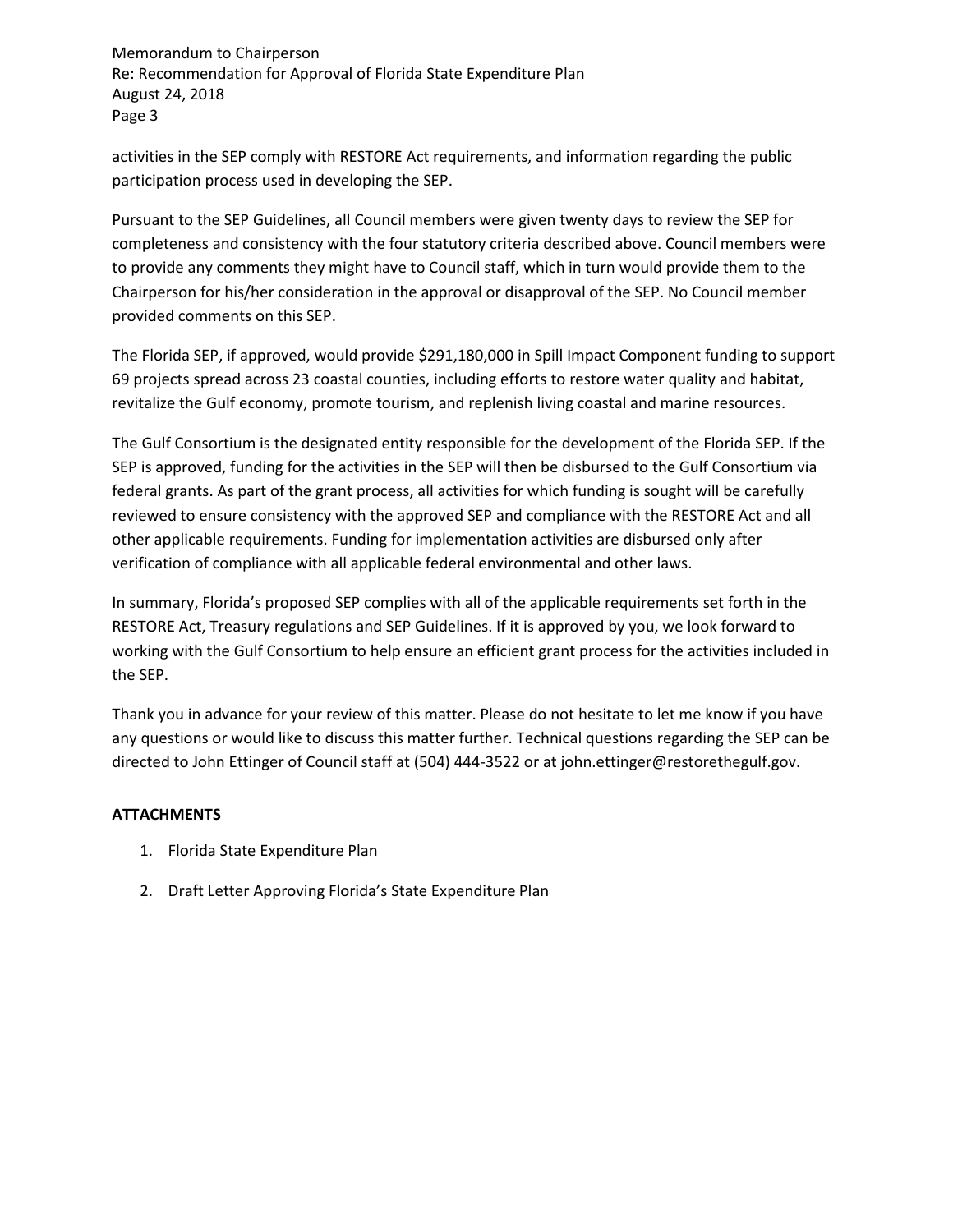activities in the SEP comply with RESTORE Act requirements, and information regarding the public participation process used in developing the SEP.

Pursuant to the SEP Guidelines, all Council members were given twenty days to review the SEP for completeness and consistency with the four statutory criteria described above. Council members were to provide any comments they might have to Council staff, which in turn would provide them to the Chairperson for his/her consideration in the approval or disapproval of the SEP. No Council member provided comments on this SEP.

The Florida SEP, if approved, would provide $291,180,000 in Spill Impact Component funding to support 69 projects spread across 23 coastal counties, including efforts to restore water quality and habitat, revitalize the Gulf economy, promote tourism, and replenish living coastal and marine resources.

The Gulf Consortium is the designated entity responsible for the development of the Florida SEP. If the SEP is approved, funding for the activities in the SEP will then be disbursed to the Gulf Consortium via federal grants. As part of the grant process, all activities for which funding is sought will be carefully reviewed to ensure consistency with the approved SEP and compliance with the RESTORE Act and all other applicable requirements. Funding for implementation activities are disbursed only after verification of compliance with all applicable federal environmental and other laws.

In summary, Florida's proposed SEP complies with all of the applicable requirements set forth in the RESTORE Act, Treasury regulations and SEP Guidelines. If it is approved by you, we look forward to working with the Gulf Consortium to help ensure an efficient grant process for the activities included in the SEP.

Thank you in advance for your review of this matter. Please do not hesitate to let me know if you have any questions or would like to discuss this matter further. Technical questions regarding the SEP can be directed to John Ettinger of Council staff at (504) 444-3522 or at john.ettinger@restorethegulf.gov.

**ATTACHMENTS**

1. Florida State Expenditure Plan
2. Draft Letter Approving Florida's State Expenditure Plan